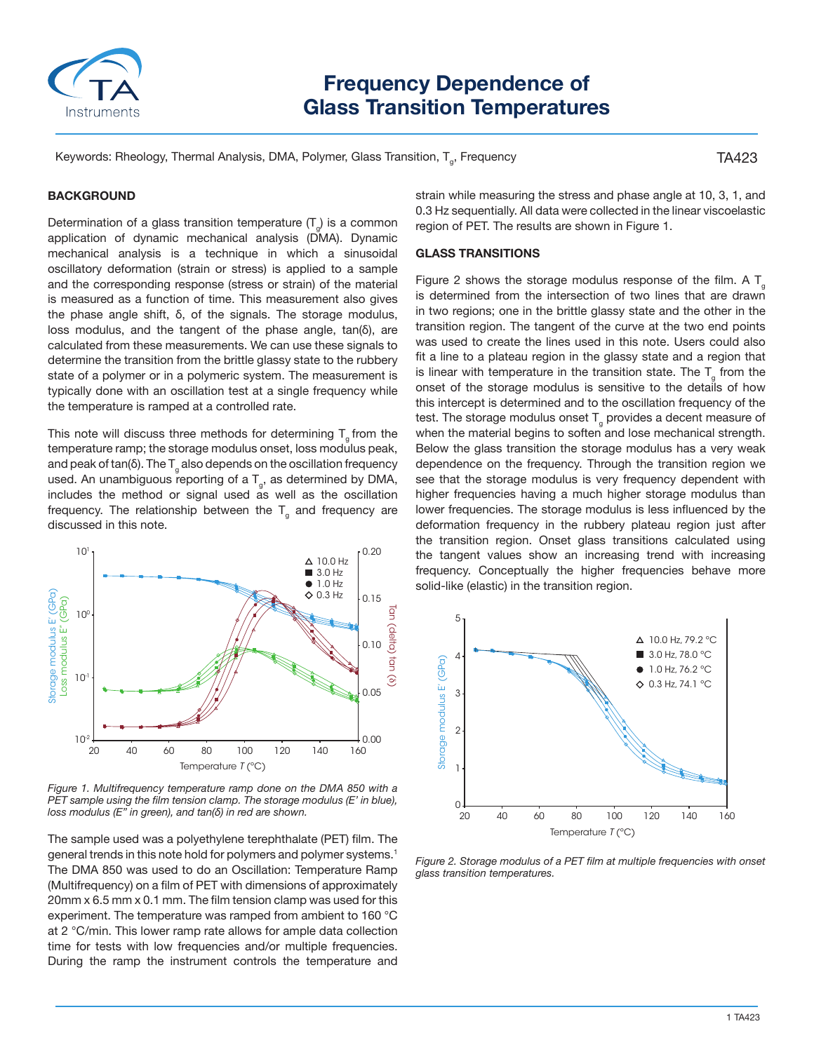# Frequency Dependence of Glass Transition Temperatures

Keywords: Rheology, Thermal Analysis, DMA, Polymer, Glass Transition, $T_g$, Frequency

TA423

## BACKGROUND

Determination of a glass transition temperature ($T_g$) is a common application of dynamic mechanical analysis (DMA). Dynamic mechanical analysis is a technique in which a sinusoidal oscillatory deformation (strain or stress) is applied to a sample and the corresponding response (stress or strain) of the material is measured as a function of time. This measurement also gives the phase angle shift, δ, of the signals. The storage modulus, loss modulus, and the tangent of the phase angle, tan(δ), are calculated from these measurements. We can use these signals to determine the transition from the brittle glassy state to the rubbery state of a polymer or in a polymeric system. The measurement is typically done with an oscillation test at a single frequency while the temperature is ramped at a controlled rate.

This note will discuss three methods for determining $T_g$ from the temperature ramp; the storage modulus onset, loss modulus peak, and peak of tan(δ). The $T_g$ also depends on the oscillation frequency used. An unambiguous reporting of a $T_g$, as determined by DMA, includes the method or signal used as well as the oscillation frequency. The relationship between the $T_g$ and frequency are discussed in this note.

*Figure 1. Multifrequency temperature ramp done on the DMA 850 with a PET sample using the film tension clamp. The storage modulus (E' in blue), loss modulus (E" in green), and tan(δ) in red are shown.*

The sample used was a polyethylene terephthalate (PET) film. The general trends in this note hold for polymers and polymer systems.[1] The DMA 850 was used to do an Oscillation: Temperature Ramp (Multifrequency) on a film of PET with dimensions of approximately 20mm x 6.5 mm x 0.1 mm. The film tension clamp was used for this experiment. The temperature was ramped from ambient to 160 °C at 2 °C/min. This lower ramp rate allows for ample data collection time for tests with low frequencies and/or multiple frequencies. During the ramp the instrument controls the temperature and strain while measuring the stress and phase angle at 10, 3, 1, and 0.3 Hz sequentially. All data were collected in the linear viscoelastic region of PET. The results are shown in Figure 1.

## GLASS TRANSITIONS

Figure 2 shows the storage modulus response of the film. A $T_g$ is determined from the intersection of two lines that are drawn in two regions; one in the brittle glassy state and the other in the transition region. The tangent of the curve at the two end points was used to create the lines used in this note. Users could also fit a line to a plateau region in the glassy state and a region that is linear with temperature in the transition state. The $T_g$ from the onset of the storage modulus is sensitive to the details of how this intercept is determined and to the oscillation frequency of the test. The storage modulus onset $T_g$ provides a decent measure of when the material begins to soften and lose mechanical strength. Below the glass transition the storage modulus has a very weak dependence on the frequency. Through the transition region we see that the storage modulus is very frequency dependent with higher frequencies having a much higher storage modulus than lower frequencies. The storage modulus is less influenced by the deformation frequency in the rubbery plateau region just after the transition region. Onset glass transitions calculated using the tangent values show an increasing trend with increasing frequency. Conceptually the higher frequencies behave more solid-like (elastic) in the transition region.

*Figure 2. Storage modulus of a PET film at multiple frequencies with onset glass transition temperatures.*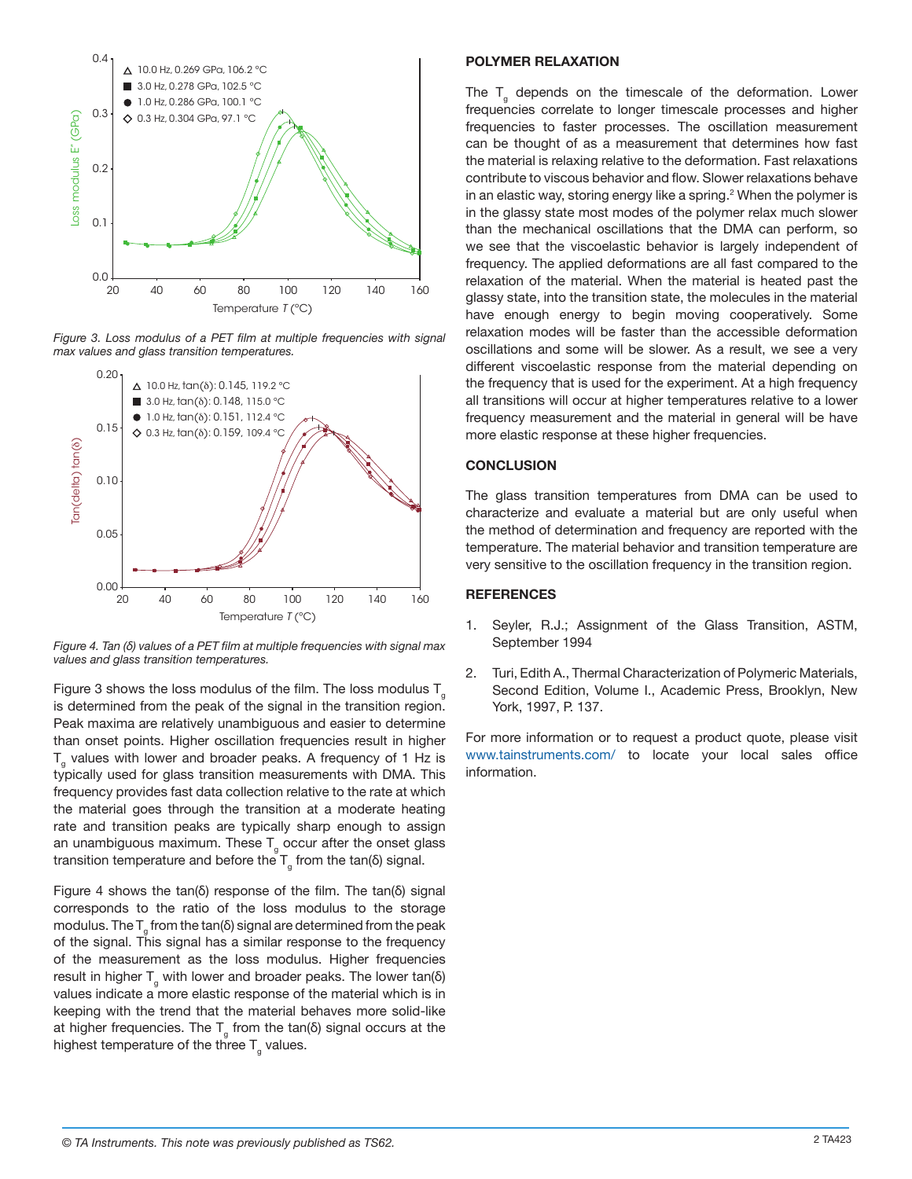0.4
0.3
0.2
0.1
0.0
Loss modulus E'' (GPa)
20 40 60 80 100 120 140 160
Temperature $T$ (°C)
△ 10.0 Hz, 0.269 GPa, 106.2 °C
■ 3.0 Hz, 0.278 GPa, 102.5 °C
● 1.0 Hz, 0.286 GPa, 100.1 °C
◇ 0.3 Hz, 0.304 GPa, 97.1 °C

*Figure 3. Loss modulus of a PET film at multiple frequencies with signal max values and glass transition temperatures.*

0.20
0.15
0.10
0.05
0.00
Tan(delta) tan(δ)
20 40 60 80 100 120 140 160
Temperature $T$ (°C)
△ 10.0 Hz, tan(δ): 0.145, 119.2 °C
■ 3.0 Hz, tan(δ): 0.148, 115.0 °C
● 1.0 Hz, tan(δ): 0.151, 112.4 °C
◇ 0.3 Hz, tan(δ): 0.159, 109.4 °C

*Figure 4. Tan (δ) values of a PET film at multiple frequencies with signal max values and glass transition temperatures.*

Figure 3 shows the loss modulus of the film. The loss modulus $T_g$ is determined from the peak of the signal in the transition region. Peak maxima are relatively unambiguous and easier to determine than onset points. Higher oscillation frequencies result in higher $T_g$ values with lower and broader peaks. A frequency of 1 Hz is typically used for glass transition measurements with DMA. This frequency provides fast data collection relative to the rate at which the material goes through the transition at a moderate heating rate and transition peaks are typically sharp enough to assign an unambiguous maximum. These $T_g$ occur after the onset glass transition temperature and before the $T_g$ from the tan(δ) signal.

Figure 4 shows the tan(δ) response of the film. The tan(δ) signal corresponds to the ratio of the loss modulus to the storage modulus. The $T_g$ from the tan(δ) signal are determined from the peak of the signal. This signal has a similar response to the frequency of the measurement as the loss modulus. Higher frequencies result in higher $T_g$ with lower and broader peaks. The lower tan(δ) values indicate a more elastic response of the material which is in keeping with the trend that the material behaves more solid-like at higher frequencies. The $T_g$ from the tan(δ) signal occurs at the highest temperature of the three $T_g$ values.

## POLYMER RELAXATION

The $T_g$ depends on the timescale of the deformation. Lower frequencies correlate to longer timescale processes and higher frequencies to faster processes. The oscillation measurement can be thought of as a measurement that determines how fast the material is relaxing relative to the deformation. Fast relaxations contribute to viscous behavior and flow. Slower relaxations behave in an elastic way, storing energy like a spring.[2] When the polymer is in the glassy state most modes of the polymer relax much slower than the mechanical oscillations that the DMA can perform, so we see that the viscoelastic behavior is largely independent of frequency. The applied deformations are all fast compared to the relaxation of the material. When the material is heated past the glassy state, into the transition state, the molecules in the material have enough energy to begin moving cooperatively. Some relaxation modes will be faster than the accessible deformation oscillations and some will be slower. As a result, we see a very different viscoelastic response from the material depending on the frequency that is used for the experiment. At a high frequency all transitions will occur at higher temperatures relative to a lower frequency measurement and the material in general will be have more elastic response at these higher frequencies.

## CONCLUSION

The glass transition temperatures from DMA can be used to characterize and evaluate a material but are only useful when the method of determination and frequency are reported with the temperature. The material behavior and transition temperature are very sensitive to the oscillation frequency in the transition region.

## REFERENCES

1. Seyler, R.J.; Assignment of the Glass Transition, ASTM, September 1994
2. Turi, Edith A., Thermal Characterization of Polymeric Materials, Second Edition, Volume I., Academic Press, Brooklyn, New York, 1997, P. 137.

For more information or to request a product quote, please visit www.tainstruments.com/ to locate your local sales office information.

*© TA Instruments. This note was previously published as TS62.*